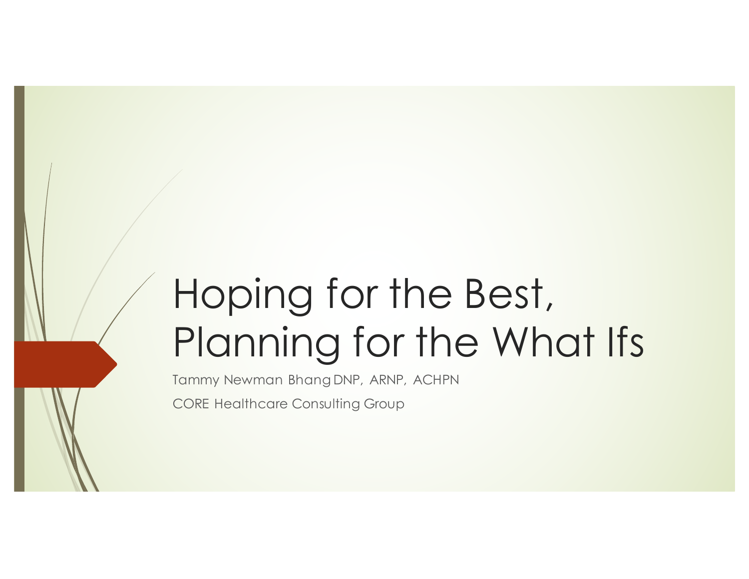# Hoping for the Best, Planning for the What Ifs

Tammy Newman Bhang DNP, ARNP, ACHPN

CORE Healthcare Consulting Group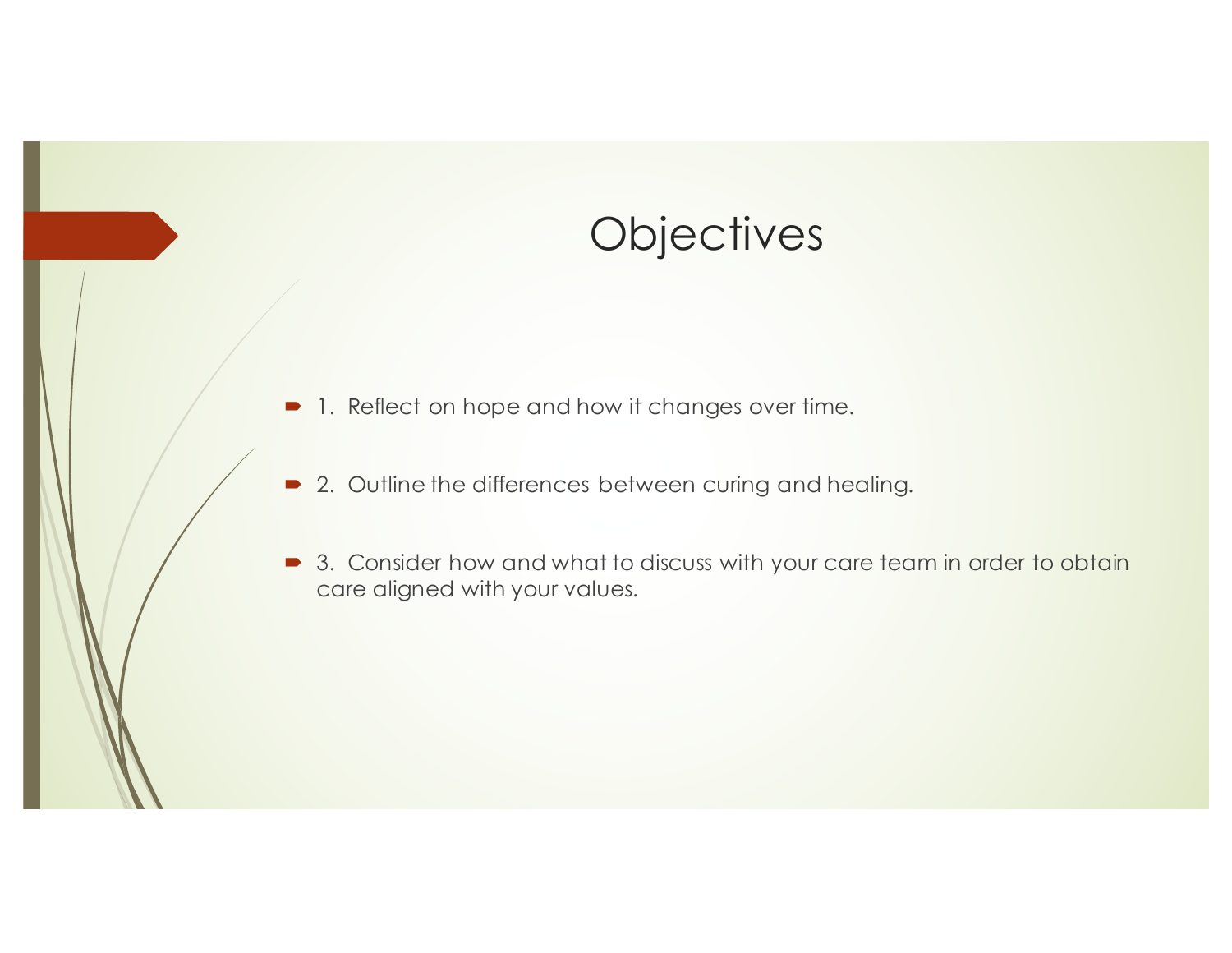# Objectives

- 1. Reflect on hope and how it changes over time.
- 2. Outline the differences between curing and healing.
- 3. Consider how and what to discuss with your care team in order to obtain care aligned with your values.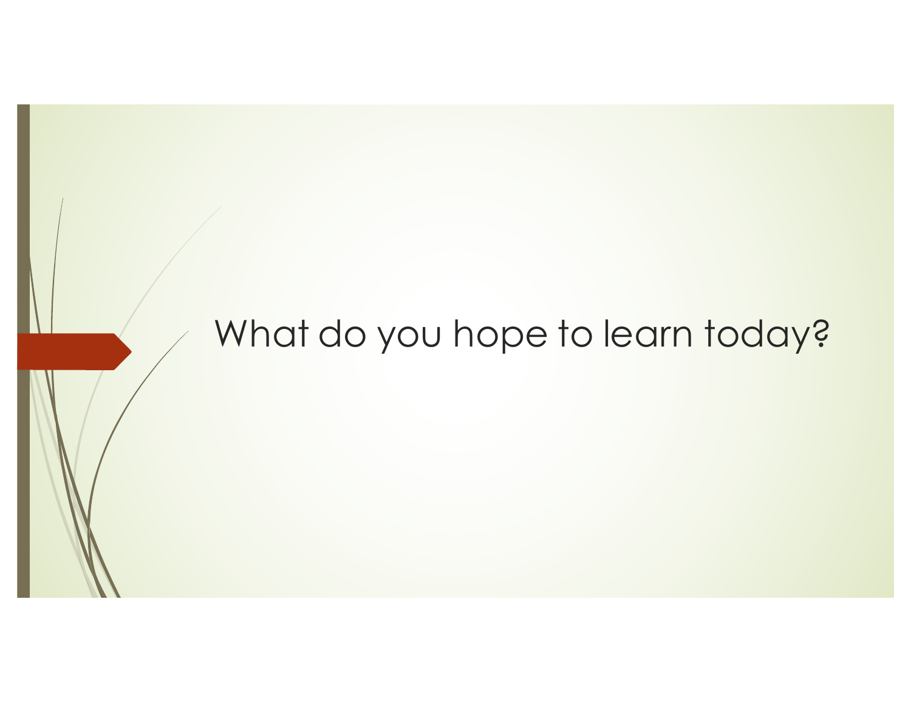# What do you hope to learn today?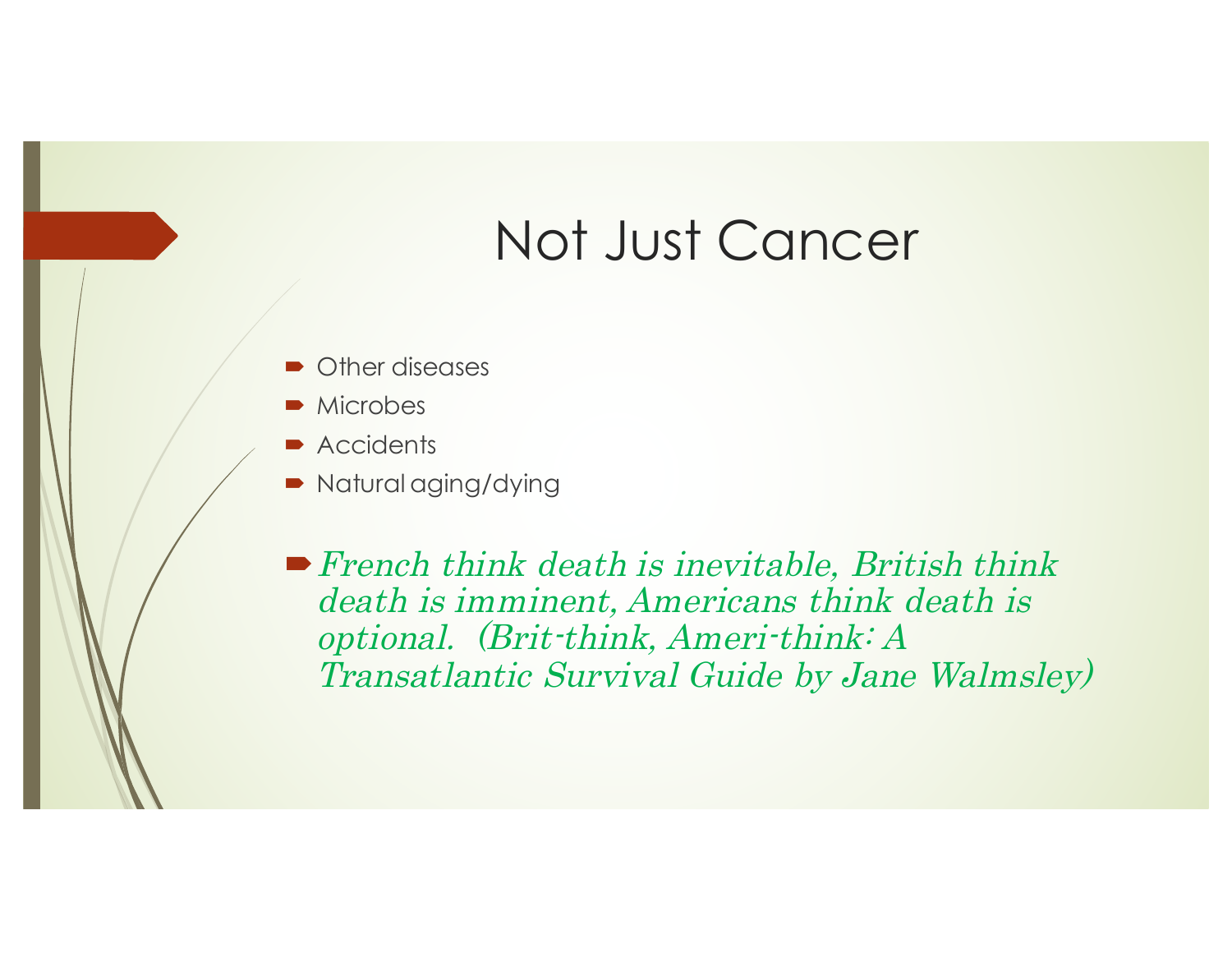# Not Just Cancer

- Other diseases
- Microbes
- Accidents
- Natural aging/dying

- *French think death is inevitable, British think death is imminent, Americans think death is optional. (Brit-think, Ameri-think: A Transatlantic Survival Guide by Jane Walmsley)*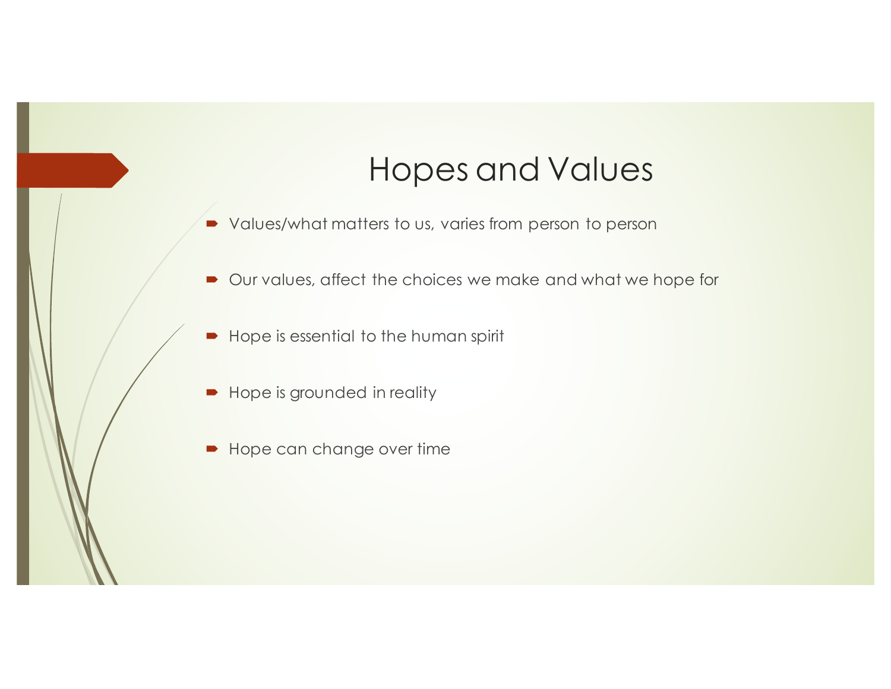# Hopes and Values

- Values/what matters to us, varies from person to person
- Our values, affect the choices we make and what we hope for
- Hope is essential to the human spirit
- Hope is grounded in reality
- Hope can change over time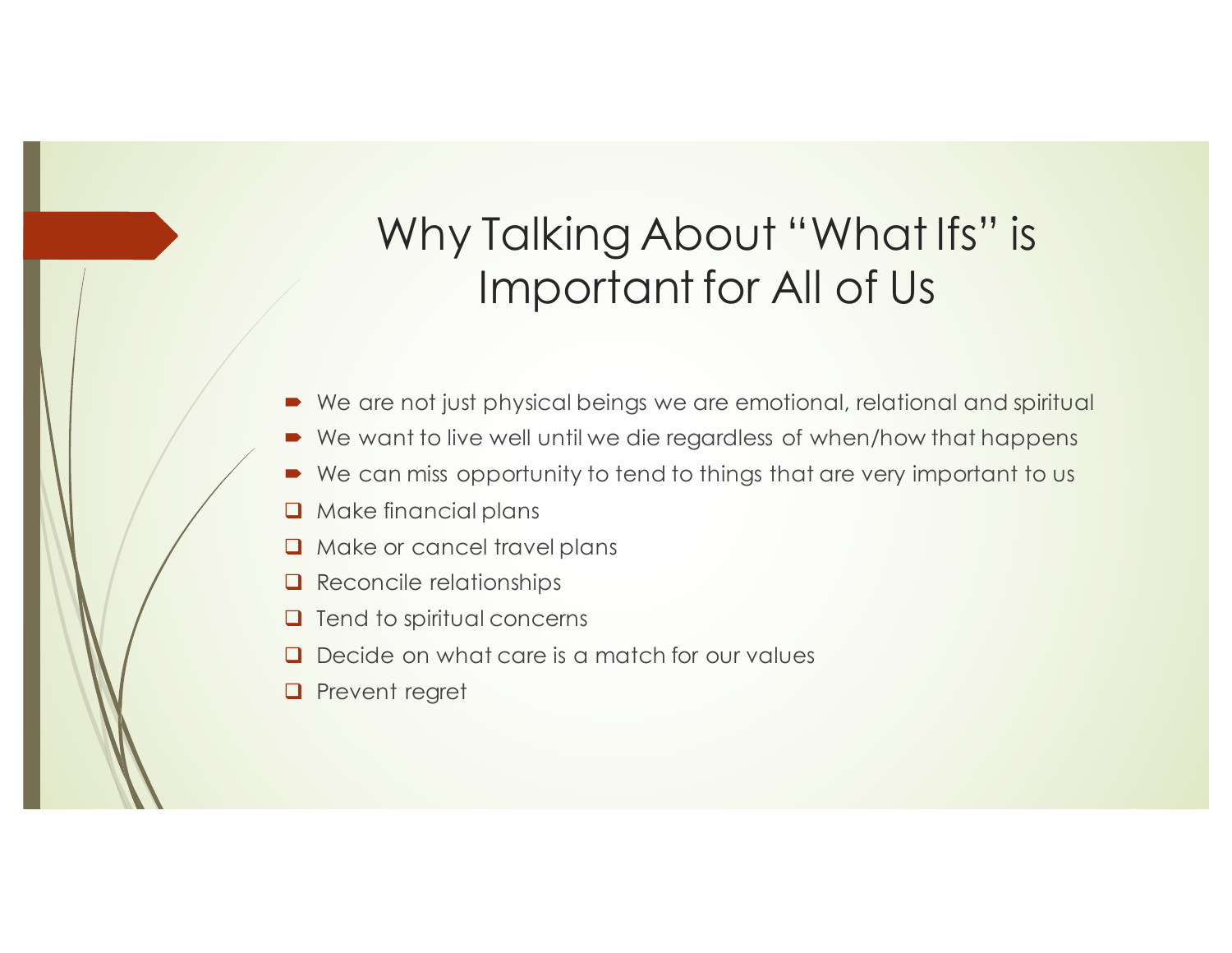# Why Talking About "What Ifs" is Important for All of Us

- We are not just physical beings we are emotional, relational and spiritual
- We want to live well until we die regardless of when/how that happens
- We can miss opportunity to tend to things that are very important to us
- Make financial plans
- Make or cancel travel plans
- Reconcile relationships
- Tend to spiritual concerns
- Decide on what care is a match for our values
- Prevent regret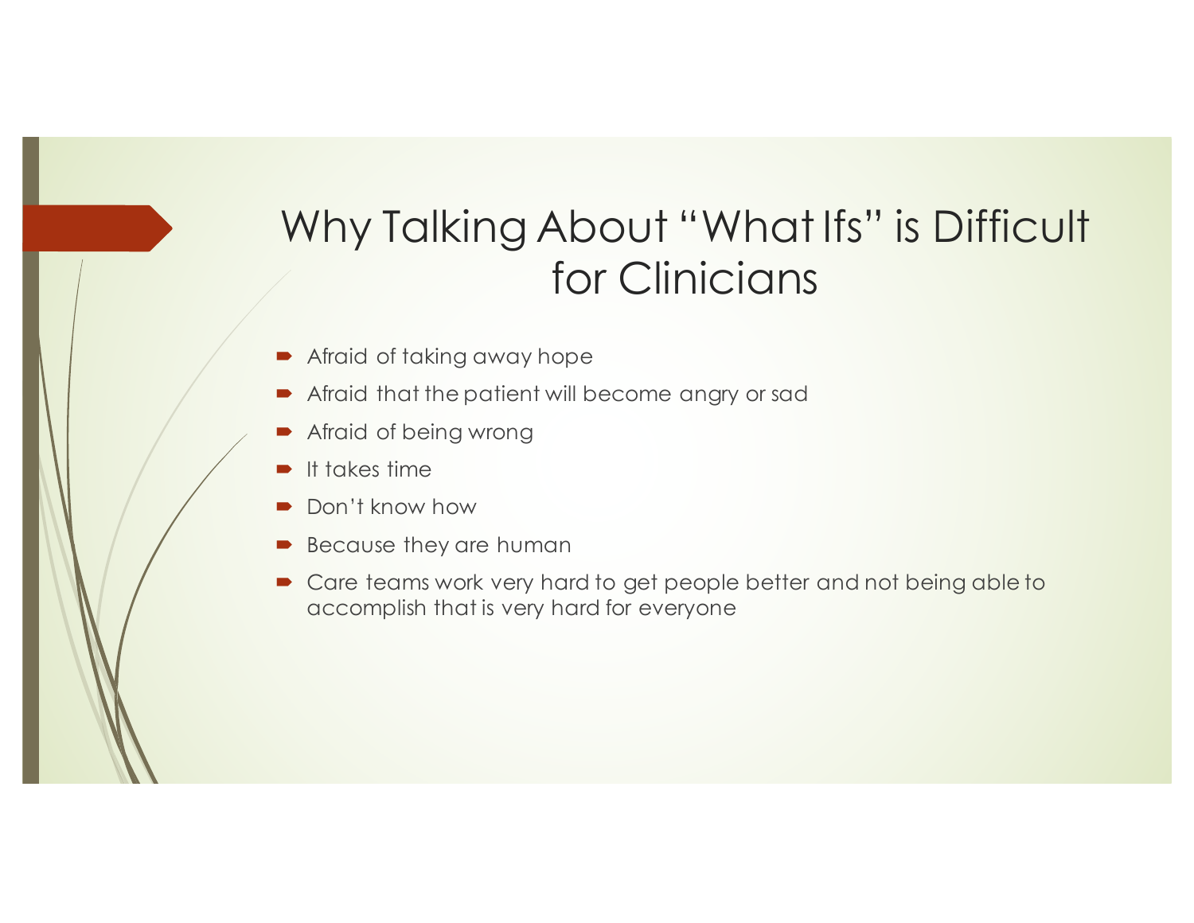# Why Talking About "What Ifs" is Difficult for Clinicians

- Afraid of taking away hope
- Afraid that the patient will become angry or sad
- Afraid of being wrong
- It takes time
- Don't know how
- Because they are human
- Care teams work very hard to get people better and not being able to accomplish that is very hard for everyone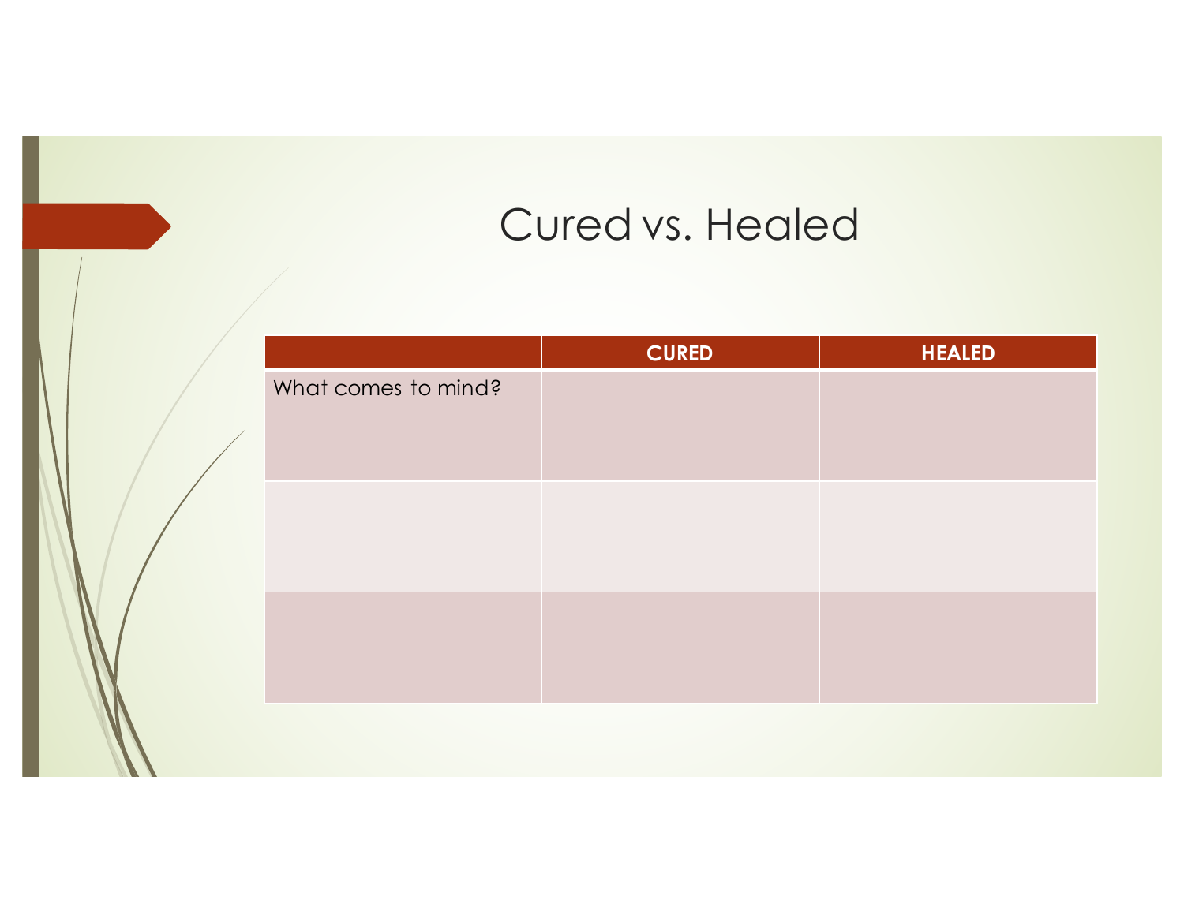# Cured vs. Healed

| | CURED | HEALED |
|---|---|---|
| What comes to mind? | | |
| | | |
| | | |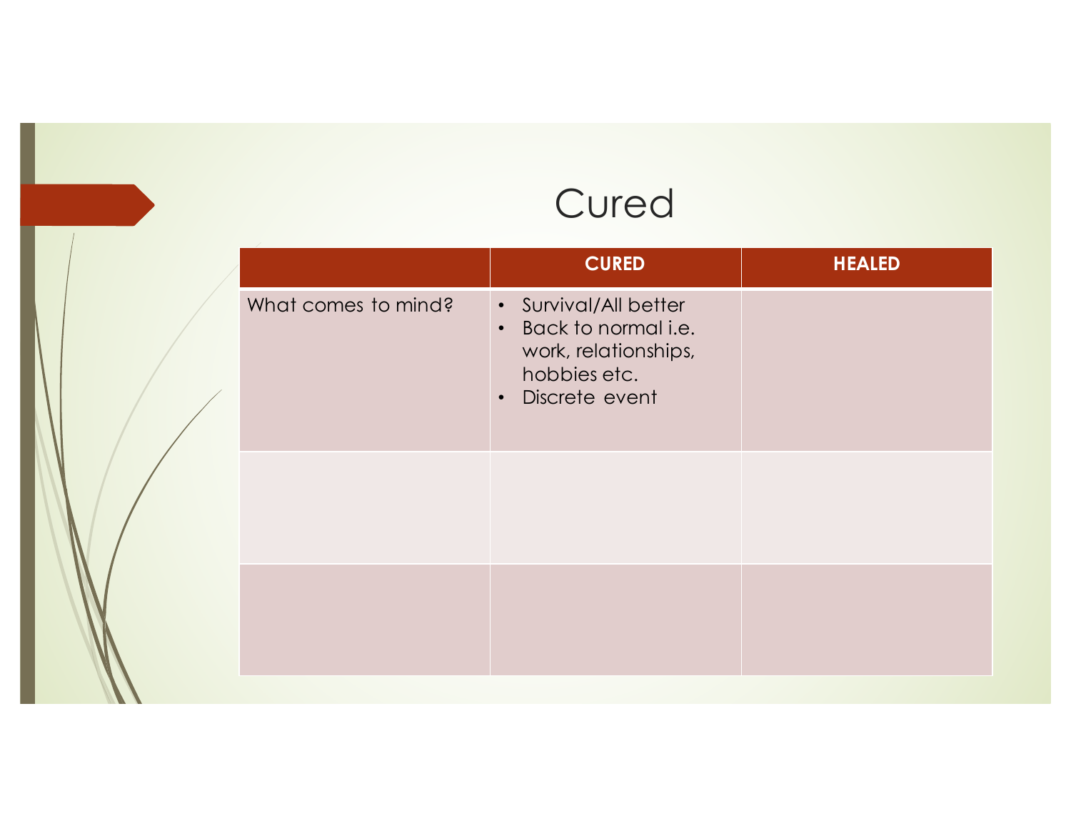# Cured

| | CURED | HEALED |
|---|---|---|
| What comes to mind? | • Survival/All better<br>• Back to normal i.e. work, relationships, hobbies etc.<br>• Discrete event | |
| | | |
| | | |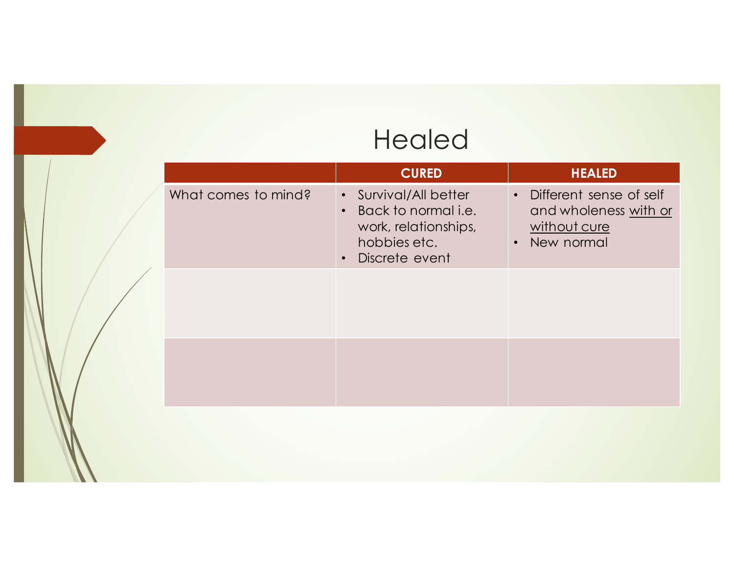# Healed

| | CURED | HEALED |
|---|---|---|
| What comes to mind? | • Survival/All better<br>• Back to normal i.e. work, relationships, hobbies etc.<br>• Discrete event | • Different sense of self and wholeness <u>with or without cure</u><br>• New normal |
| | | |
| | | |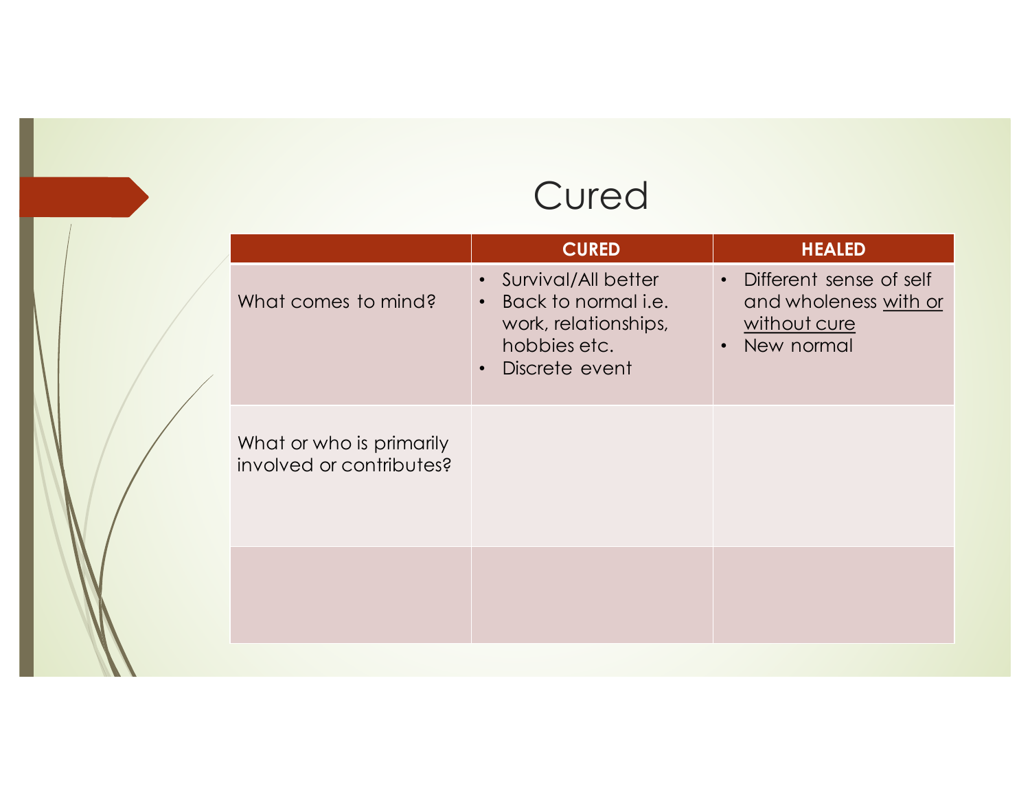# Cured

| | CURED | HEALED |
|---|---|---|
| What comes to mind? | • Survival/All better<br>• Back to normal i.e. work, relationships, hobbies etc.<br>• Discrete event | • Different sense of self and wholeness <u>with or without cure</u><br>• New normal |
| What or who is primarily involved or contributes? | | |
| | | |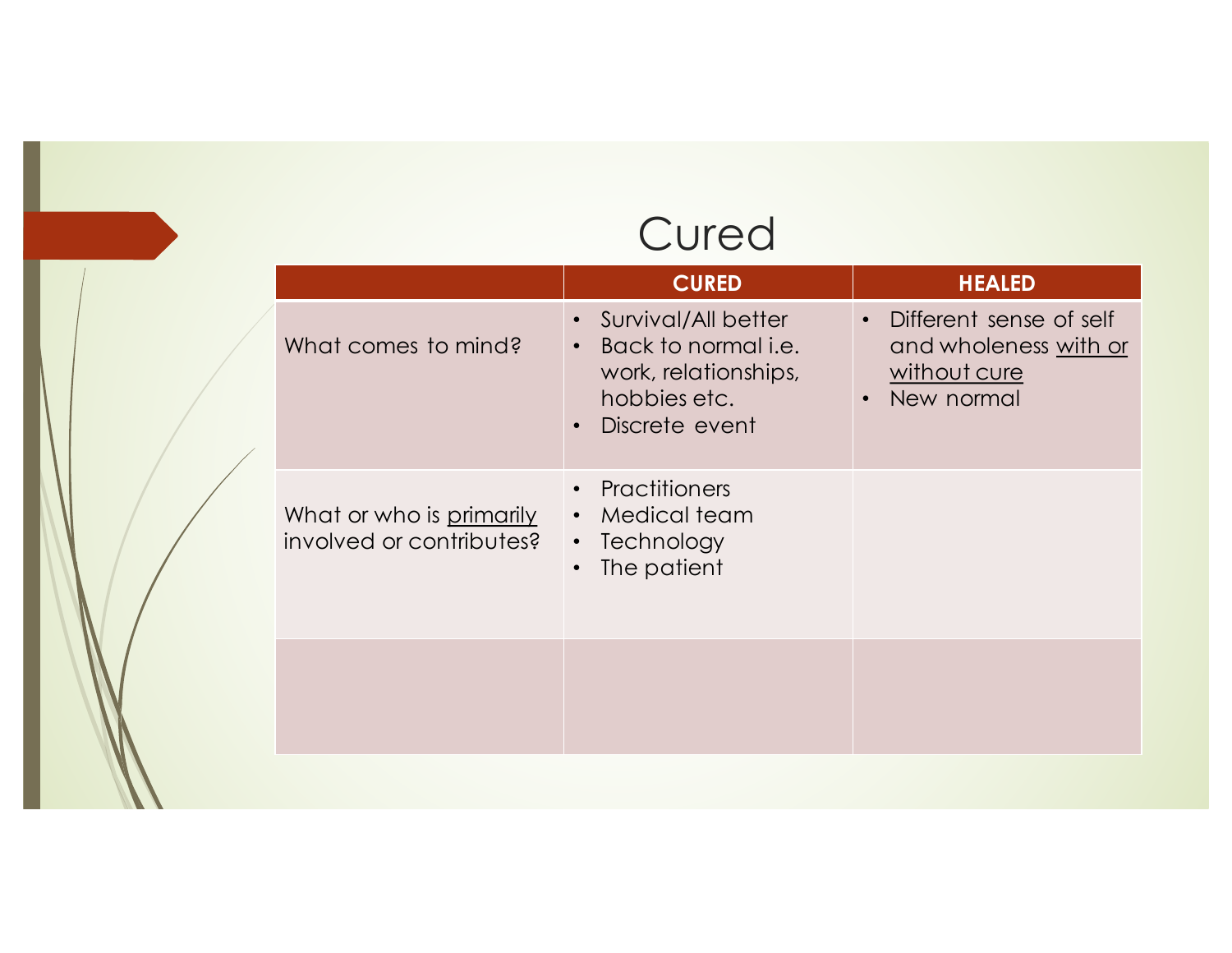# Cured

| | CURED | HEALED |
|---|---|---|
| What comes to mind? | • Survival/All better<br>• Back to normal i.e. work, relationships, hobbies etc.<br>• Discrete event | • Different sense of self and wholeness with or without cure<br>• New normal |
| What or who is primarily involved or contributes? | • Practitioners<br>• Medical team<br>• Technology<br>• The patient | |
| | | |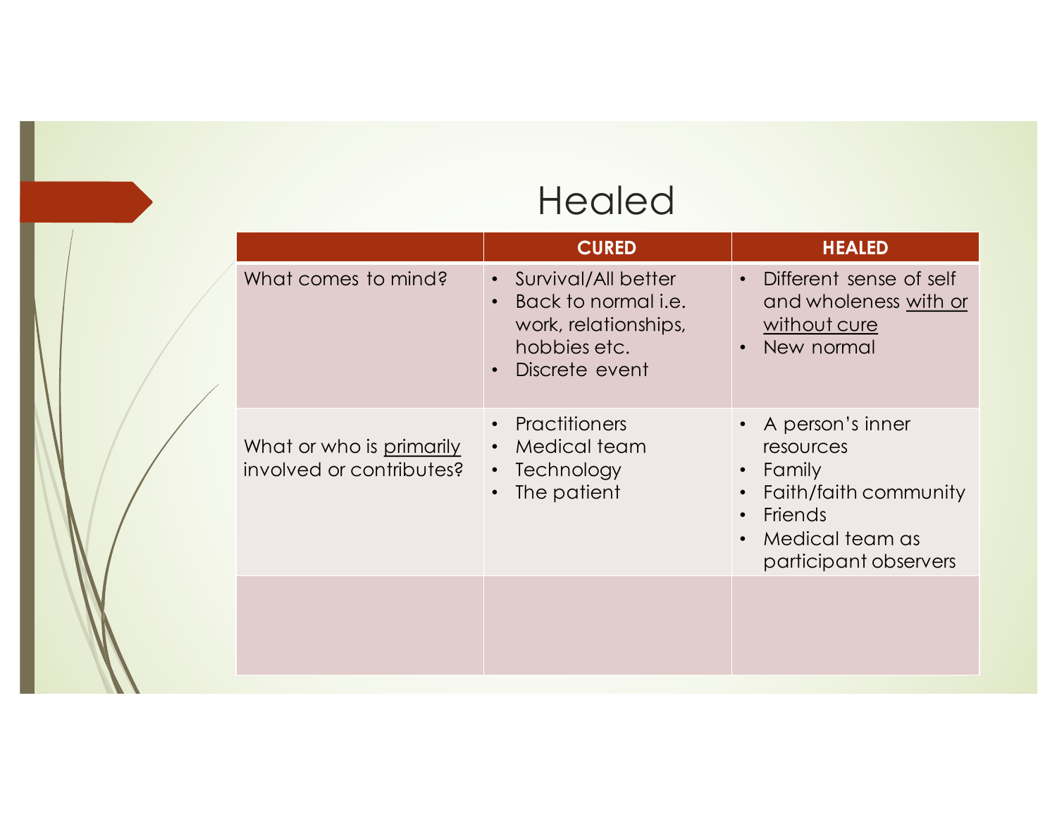# Healed

| | CURED | HEALED |
|---|---|---|
| What comes to mind? | • Survival/All better<br>• Back to normal i.e. work, relationships, hobbies etc.<br>• Discrete event | • Different sense of self and wholeness <u>with or without cure</u><br>• New normal |
| What or who is <u>primarily</u> involved or contributes? | • Practitioners<br>• Medical team<br>• Technology<br>• The patient | • A person's inner resources<br>• Family<br>• Faith/faith community<br>• Friends<br>• Medical team as participant observers |
| | | |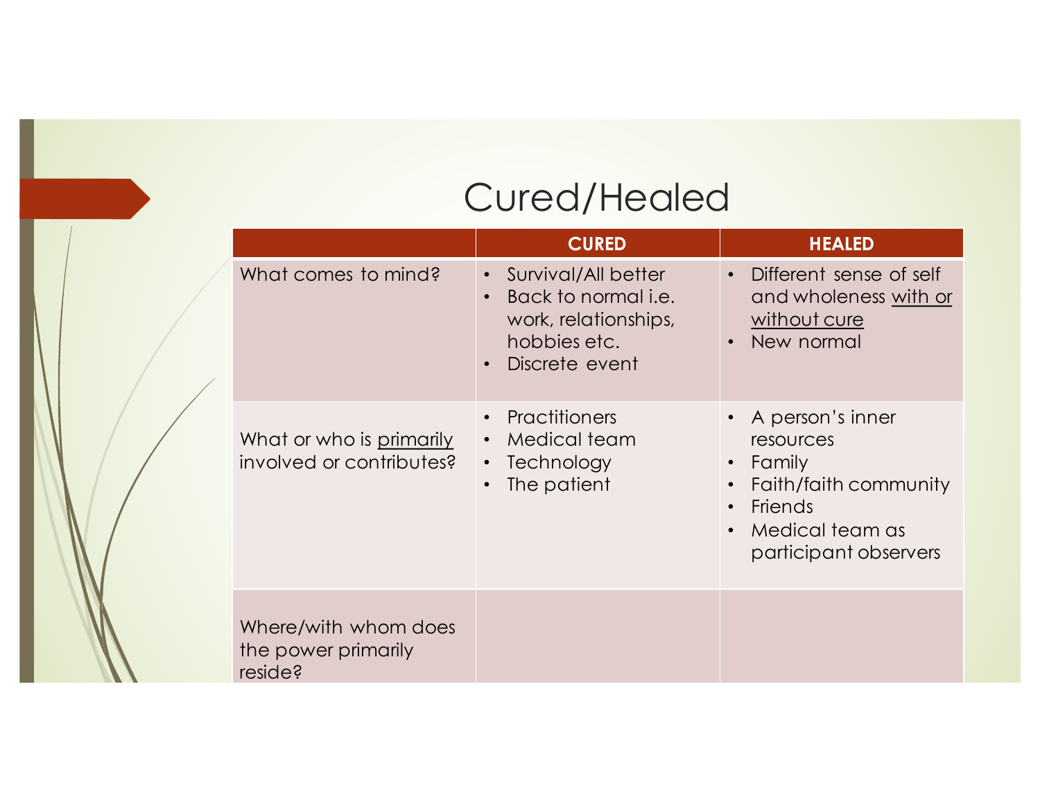# Cured/Healed

| | CURED | HEALED |
|---|---|---|
| What comes to mind? | • Survival/All better<br>• Back to normal i.e. work, relationships, hobbies etc.<br>• Discrete event | • Different sense of self and wholeness <u>with or without cure</u><br>• New normal |
| What or who is <u>primarily</u> involved or contributes? | • Practitioners<br>• Medical team<br>• Technology<br>• The patient | • A person's inner resources<br>• Family<br>• Faith/faith community<br>• Friends<br>• Medical team as participant observers |
| Where/with whom does the power primarily reside? | | |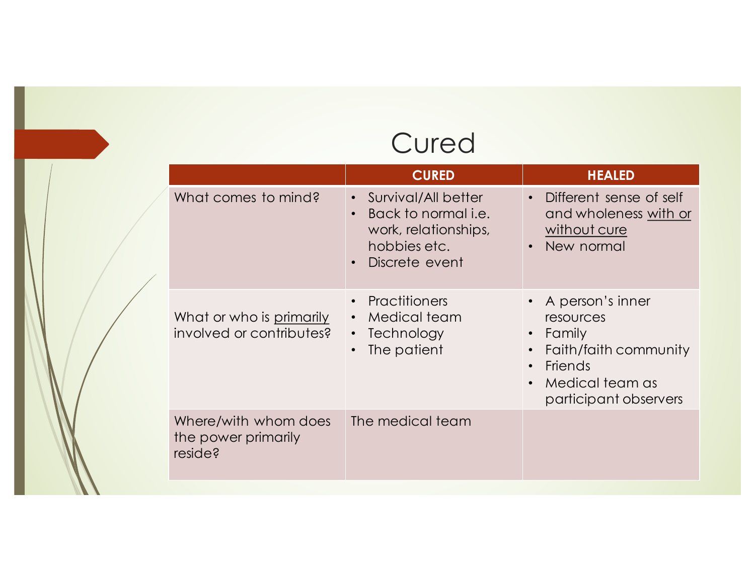# Cured

| | CURED | HEALED |
|---|---|---|
| What comes to mind? | • Survival/All better<br>• Back to normal i.e. work, relationships, hobbies etc.<br>• Discrete event | • Different sense of self and wholeness <u>with or without cure</u><br>• New normal |
| What or who is <u>primarily</u> involved or contributes? | • Practitioners<br>• Medical team<br>• Technology<br>• The patient | • A person's inner resources<br>• Family<br>• Faith/faith community<br>• Friends<br>• Medical team as participant observers |
| Where/with whom does the power primarily reside? | The medical team | |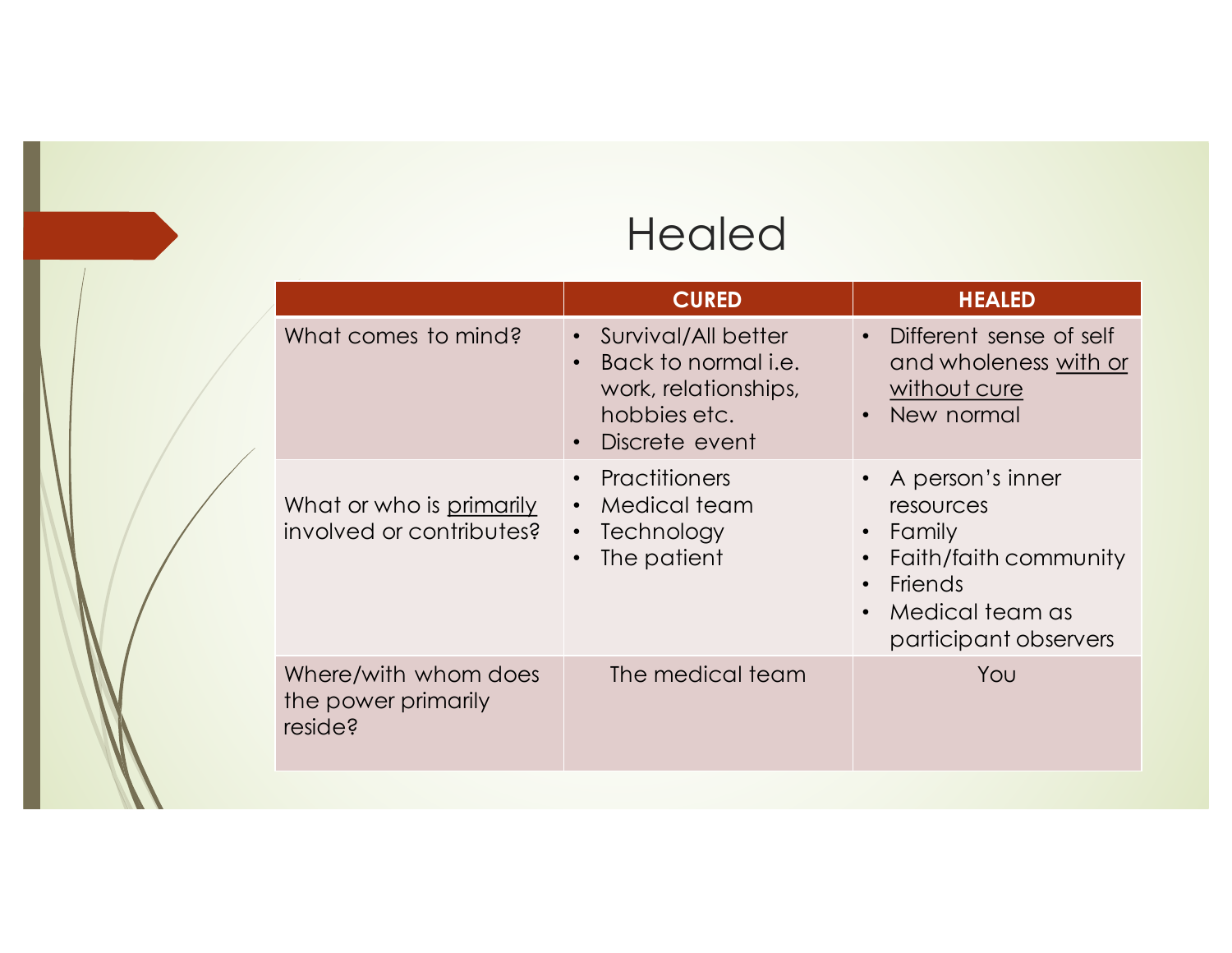# Healed

| | CURED | HEALED |
|---|---|---|
| What comes to mind? | • Survival/All better<br>• Back to normal i.e. work, relationships, hobbies etc.<br>• Discrete event | • Different sense of self and wholeness <u>with or without cure</u><br>• New normal |
| What or who is <u>primarily</u> involved or contributes? | • Practitioners<br>• Medical team<br>• Technology<br>• The patient | • A person's inner resources<br>• Family<br>• Faith/faith community<br>• Friends<br>• Medical team as participant observers |
| Where/with whom does the power primarily reside? | The medical team | You |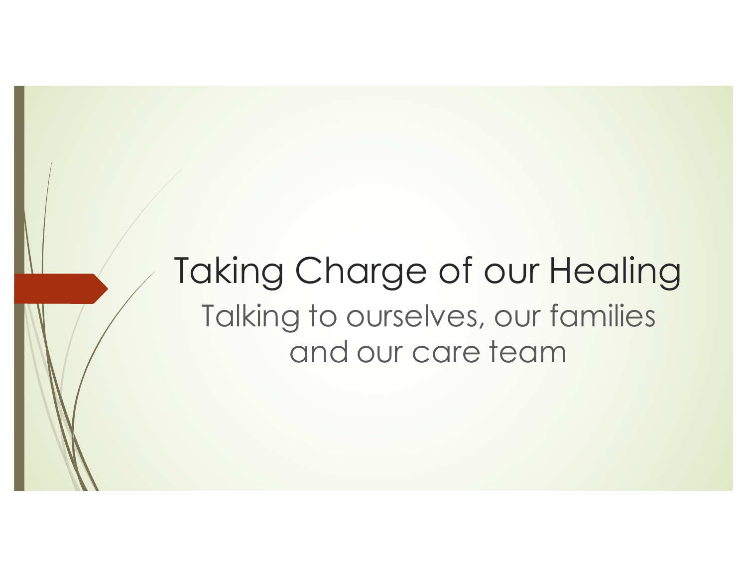# Taking Charge of our Healing

## Talking to ourselves, our families and our care team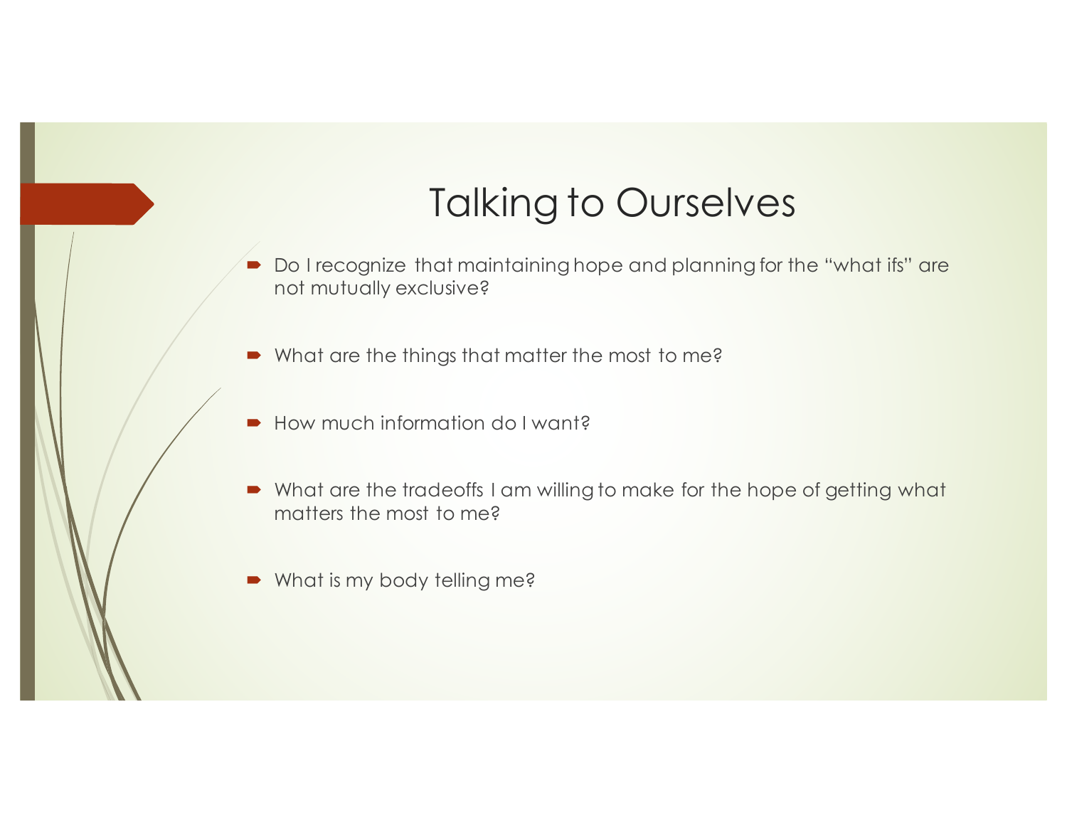# Talking to Ourselves

- Do I recognize that maintaining hope and planning for the “what ifs” are not mutually exclusive?
- What are the things that matter the most to me?
- How much information do I want?
- What are the tradeoffs I am willing to make for the hope of getting what matters the most to me?
- What is my body telling me?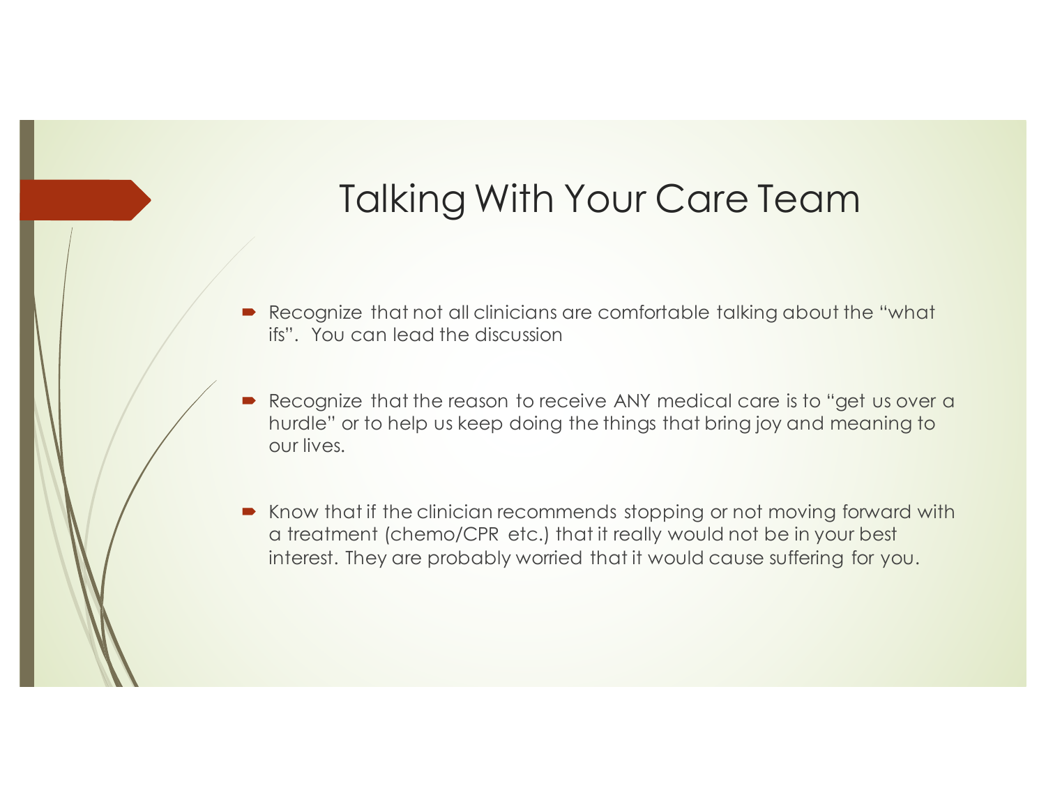# Talking With Your Care Team

- Recognize that not all clinicians are comfortable talking about the "what ifs". You can lead the discussion

- Recognize that the reason to receive ANY medical care is to "get us over a hurdle" or to help us keep doing the things that bring joy and meaning to our lives.

- Know that if the clinician recommends stopping or not moving forward with a treatment (chemo/CPR etc.) that it really would not be in your best interest. They are probably worried that it would cause suffering for you.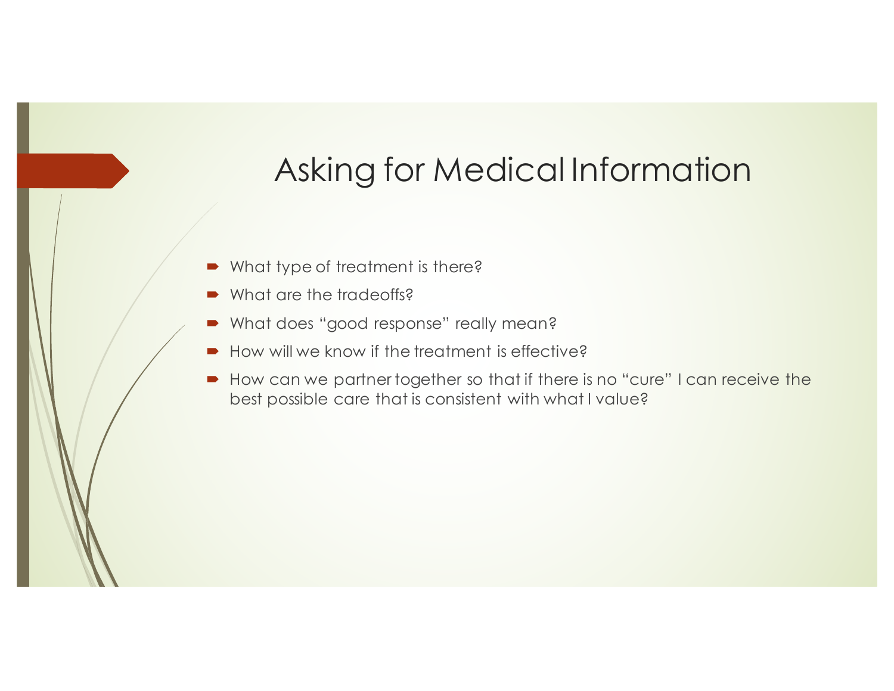# Asking for Medical Information

- What type of treatment is there?
- What are the tradeoffs?
- What does "good response" really mean?
- How will we know if the treatment is effective?
- How can we partner together so that if there is no "cure" I can receive the best possible care that is consistent with what I value?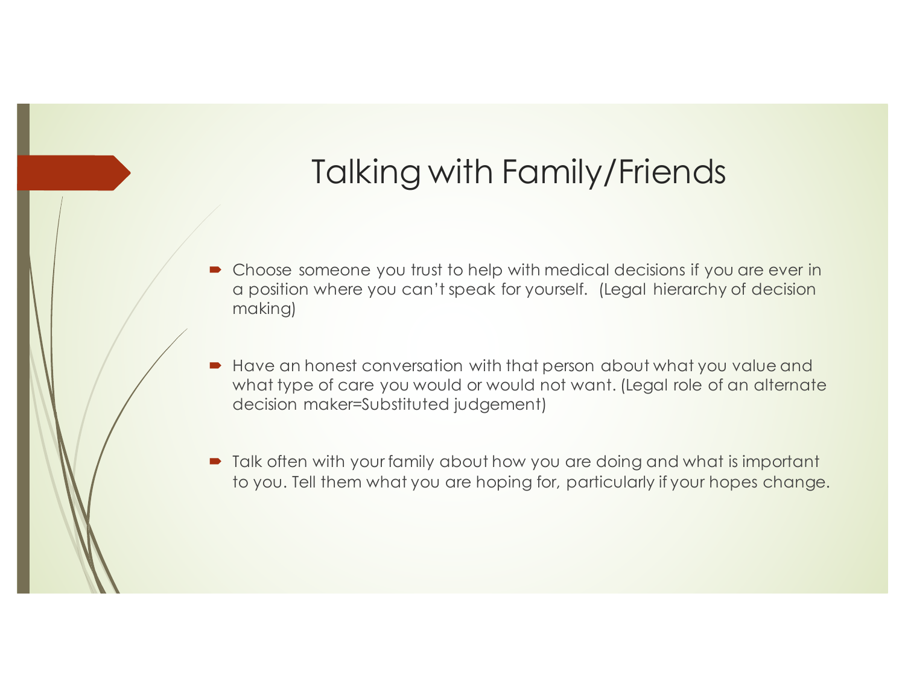# Talking with Family/Friends

- Choose someone you trust to help with medical decisions if you are ever in a position where you can't speak for yourself. (Legal hierarchy of decision making)
- Have an honest conversation with that person about what you value and what type of care you would or would not want. (Legal role of an alternate decision maker=Substituted judgement)
- Talk often with your family about how you are doing and what is important to you. Tell them what you are hoping for, particularly if your hopes change.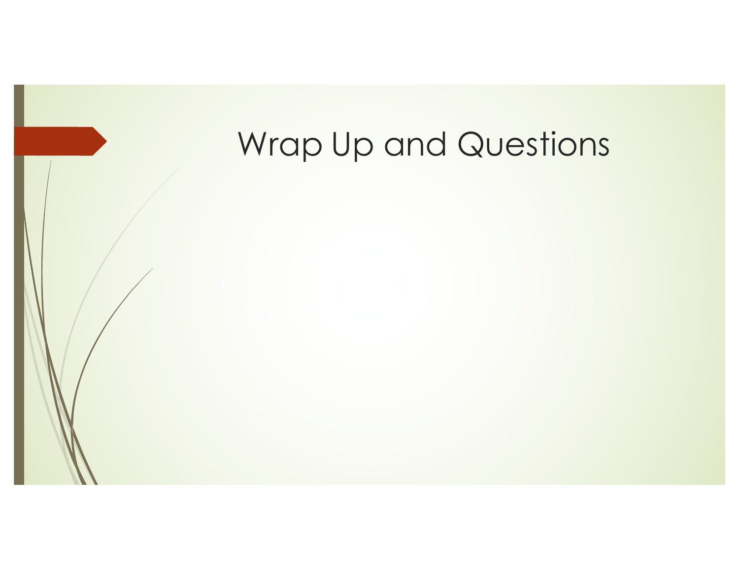# Wrap Up and Questions